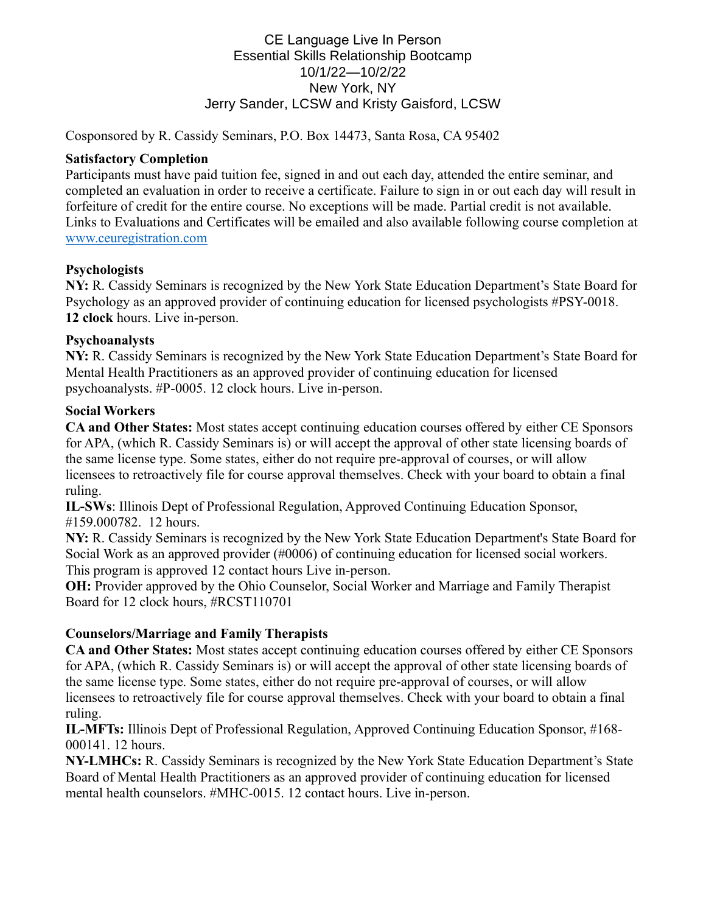# CE Language Live In Person
## Essential Skills Relationship Bootcamp
## 10/1/22—10/2/22
## New York, NY
## Jerry Sander, LCSW and Kristy Gaisford, LCSW

Cosponsored by R. Cassidy Seminars, P.O. Box 14473, Santa Rosa, CA 95402

**Satisfactory Completion**

Participants must have paid tuition fee, signed in and out each day, attended the entire seminar, and completed an evaluation in order to receive a certificate. Failure to sign in or out each day will result in forfeiture of credit for the entire course. No exceptions will be made. Partial credit is not available. Links to Evaluations and Certificates will be emailed and also available following course completion at [www.ceuregistration.com](http://www.ceuregistration.com)

**Psychologists**

**NY:** R. Cassidy Seminars is recognized by the New York State Education Department's State Board for Psychology as an approved provider of continuing education for licensed psychologists #PSY-0018. **12 clock** hours. Live in-person.

**Psychoanalysts**

**NY:** R. Cassidy Seminars is recognized by the New York State Education Department's State Board for Mental Health Practitioners as an approved provider of continuing education for licensed psychoanalysts. #P-0005. 12 clock hours. Live in-person.

**Social Workers**

**CA and Other States:** Most states accept continuing education courses offered by either CE Sponsors for APA, (which R. Cassidy Seminars is) or will accept the approval of other state licensing boards of the same license type. Some states, either do not require pre-approval of courses, or will allow licensees to retroactively file for course approval themselves. Check with your board to obtain a final ruling.

**IL-SWs**: Illinois Dept of Professional Regulation, Approved Continuing Education Sponsor, #159.000782. 12 hours.

**NY:** R. Cassidy Seminars is recognized by the New York State Education Department's State Board for Social Work as an approved provider (#0006) of continuing education for licensed social workers. This program is approved 12 contact hours Live in-person.

**OH:** Provider approved by the Ohio Counselor, Social Worker and Marriage and Family Therapist Board for 12 clock hours, #RCST110701

**Counselors/Marriage and Family Therapists**

**CA and Other States:** Most states accept continuing education courses offered by either CE Sponsors for APA, (which R. Cassidy Seminars is) or will accept the approval of other state licensing boards of the same license type. Some states, either do not require pre-approval of courses, or will allow licensees to retroactively file for course approval themselves. Check with your board to obtain a final ruling.

**IL-MFTs:** Illinois Dept of Professional Regulation, Approved Continuing Education Sponsor, #168-000141. 12 hours.

**NY-LMHCs:** R. Cassidy Seminars is recognized by the New York State Education Department's State Board of Mental Health Practitioners as an approved provider of continuing education for licensed mental health counselors. #MHC-0015. 12 contact hours. Live in-person.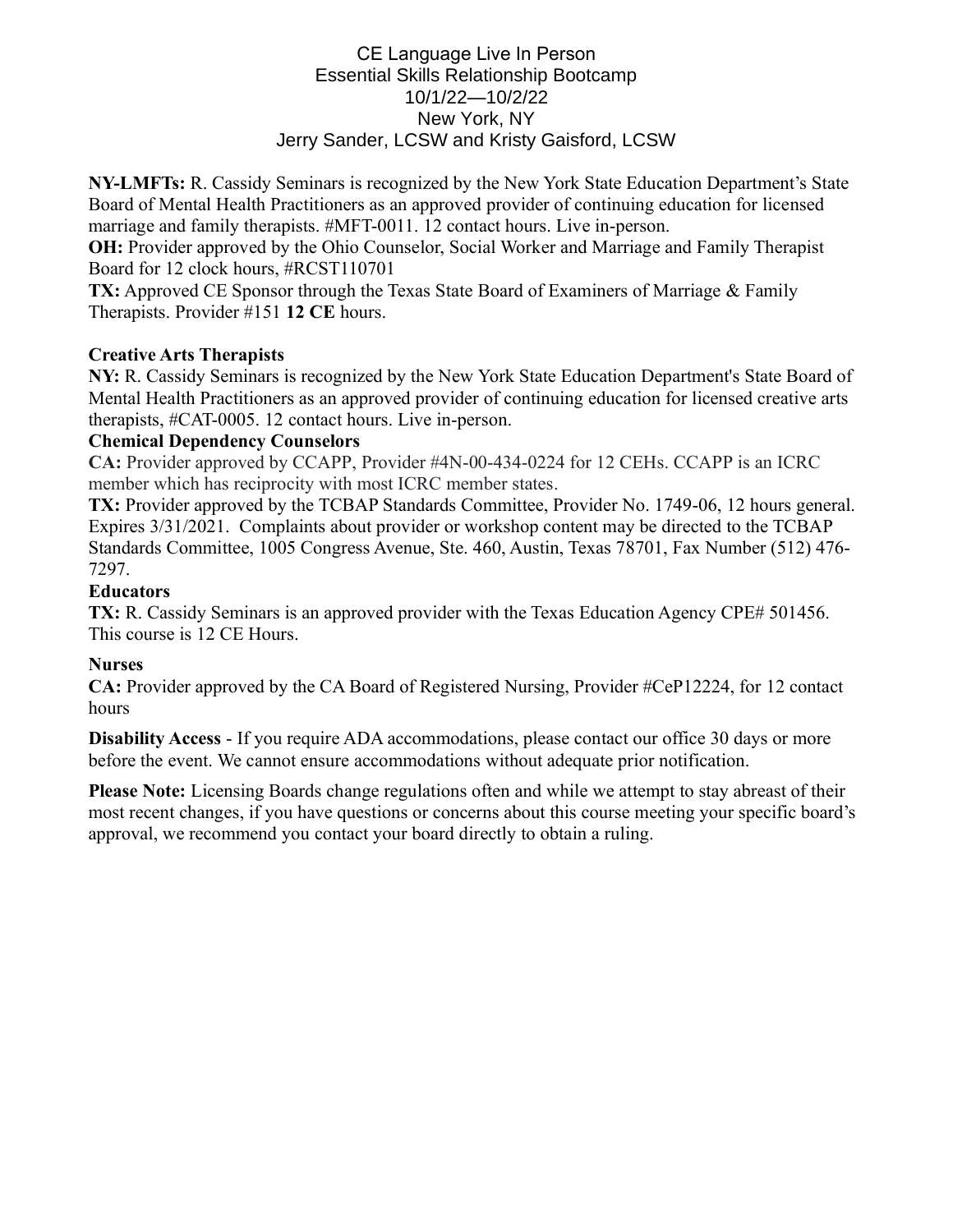CE Language Live In Person
Essential Skills Relationship Bootcamp
10/1/22—10/2/22
New York, NY
Jerry Sander, LCSW and Kristy Gaisford, LCSW

**NY-LMFTs:** R. Cassidy Seminars is recognized by the New York State Education Department's State Board of Mental Health Practitioners as an approved provider of continuing education for licensed marriage and family therapists. #MFT-0011. 12 contact hours. Live in-person.
**OH:** Provider approved by the Ohio Counselor, Social Worker and Marriage and Family Therapist Board for 12 clock hours, #RCST110701
**TX:** Approved CE Sponsor through the Texas State Board of Examiners of Marriage & Family Therapists. Provider #151 **12 CE** hours.

**Creative Arts Therapists**
**NY:** R. Cassidy Seminars is recognized by the New York State Education Department's State Board of Mental Health Practitioners as an approved provider of continuing education for licensed creative arts therapists, #CAT-0005. 12 contact hours. Live in-person.

**Chemical Dependency Counselors**
**CA:** Provider approved by CCAPP, Provider #4N-00-434-0224 for 12 CEHs. CCAPP is an ICRC member which has reciprocity with most ICRC member states.
**TX:** Provider approved by the TCBAP Standards Committee, Provider No. 1749-06, 12 hours general. Expires 3/31/2021. Complaints about provider or workshop content may be directed to the TCBAP Standards Committee, 1005 Congress Avenue, Ste. 460, Austin, Texas 78701, Fax Number (512) 476-7297.

**Educators**
**TX:** R. Cassidy Seminars is an approved provider with the Texas Education Agency CPE# 501456. This course is 12 CE Hours.

**Nurses**
**CA:** Provider approved by the CA Board of Registered Nursing, Provider #CeP12224, for 12 contact hours

**Disability Access** - If you require ADA accommodations, please contact our office 30 days or more before the event. We cannot ensure accommodations without adequate prior notification.

**Please Note:** Licensing Boards change regulations often and while we attempt to stay abreast of their most recent changes, if you have questions or concerns about this course meeting your specific board's approval, we recommend you contact your board directly to obtain a ruling.